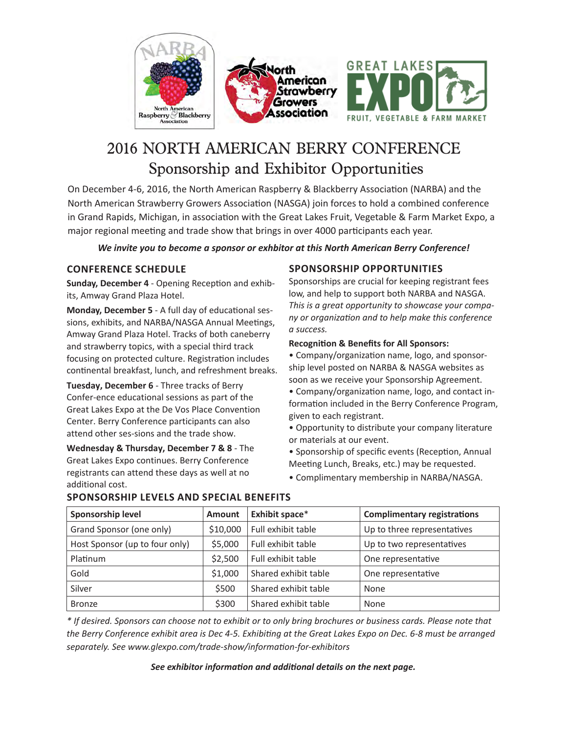# 2016 NORTH AMERICAN BERRY CONFERENCE

## Sponsorship and Exhibitor Opportunities

On December 4-6, 2016, the North American Raspberry & Blackberry Association (NARBA) and the North American Strawberry Growers Association (NASGA) join forces to hold a combined conference in Grand Rapids, Michigan, in association with the Great Lakes Fruit, Vegetable & Farm Market Expo, a major regional meeting and trade show that brings in over 4000 participants each year.

***We invite you to become a sponsor or exhbitor at this North American Berry Conference!***

### CONFERENCE SCHEDULE

**Sunday, December 4** - Opening Reception and exhibits, Amway Grand Plaza Hotel.

**Monday, December 5** - A full day of educational sessions, exhibits, and NARBA/NASGA Annual Meetings, Amway Grand Plaza Hotel. Tracks of both caneberry and strawberry topics, with a special third track focusing on protected culture. Registration includes continental breakfast, lunch, and refreshment breaks.

**Tuesday, December 6** - Three tracks of Berry Confer-ence educational sessions as part of the Great Lakes Expo at the De Vos Place Convention Center. Berry Conference participants can also attend other ses-sions and the trade show.

**Wednesday & Thursday, December 7 & 8** - The Great Lakes Expo continues. Berry Conference registrants can attend these days as well at no additional cost.

### SPONSORSHIP OPPORTUNITIES

Sponsorships are crucial for keeping registrant fees low, and help to support both NARBA and NASGA. *This is a great opportunity to showcase your company or organization and to help make this conference a success.*

**Recognition & Benefits for All Sponsors:**

- Company/organization name, logo, and sponsorship level posted on NARBA & NASGA websites as soon as we receive your Sponsorship Agreement.
- Company/organization name, logo, and contact information included in the Berry Conference Program, given to each registrant.
- Opportunity to distribute your company literature or materials at our event.
- Sponsorship of specific events (Reception, Annual Meeting Lunch, Breaks, etc.) may be requested.
- Complimentary membership in NARBA/NASGA.

### SPONSORSHIP LEVELS AND SPECIAL BENEFITS

| Sponsorship level | Amount | Exhibit space* | Complimentary registrations |
|---|---|---|---|
| Grand Sponsor (one only) | $10,000 | Full exhibit table | Up to three representatives |
| Host Sponsor (up to four only) | $5,000 | Full exhibit table | Up to two representatives |
| Platinum | $2,500 | Full exhibit table | One representative |
| Gold | $1,000 | Shared exhibit table | One representative |
| Silver | $500 | Shared exhibit table | None |
| Bronze | $300 | Shared exhibit table | None |

*\* If desired. Sponsors can choose not to exhibit or to only bring brochures or business cards. Please note that the Berry Conference exhibit area is Dec 4-5. Exhibiting at the Great Lakes Expo on Dec. 6-8 must be arranged separately. See www.glexpo.com/trade-show/information-for-exhibitors*

***See exhibitor information and additional details on the next page.***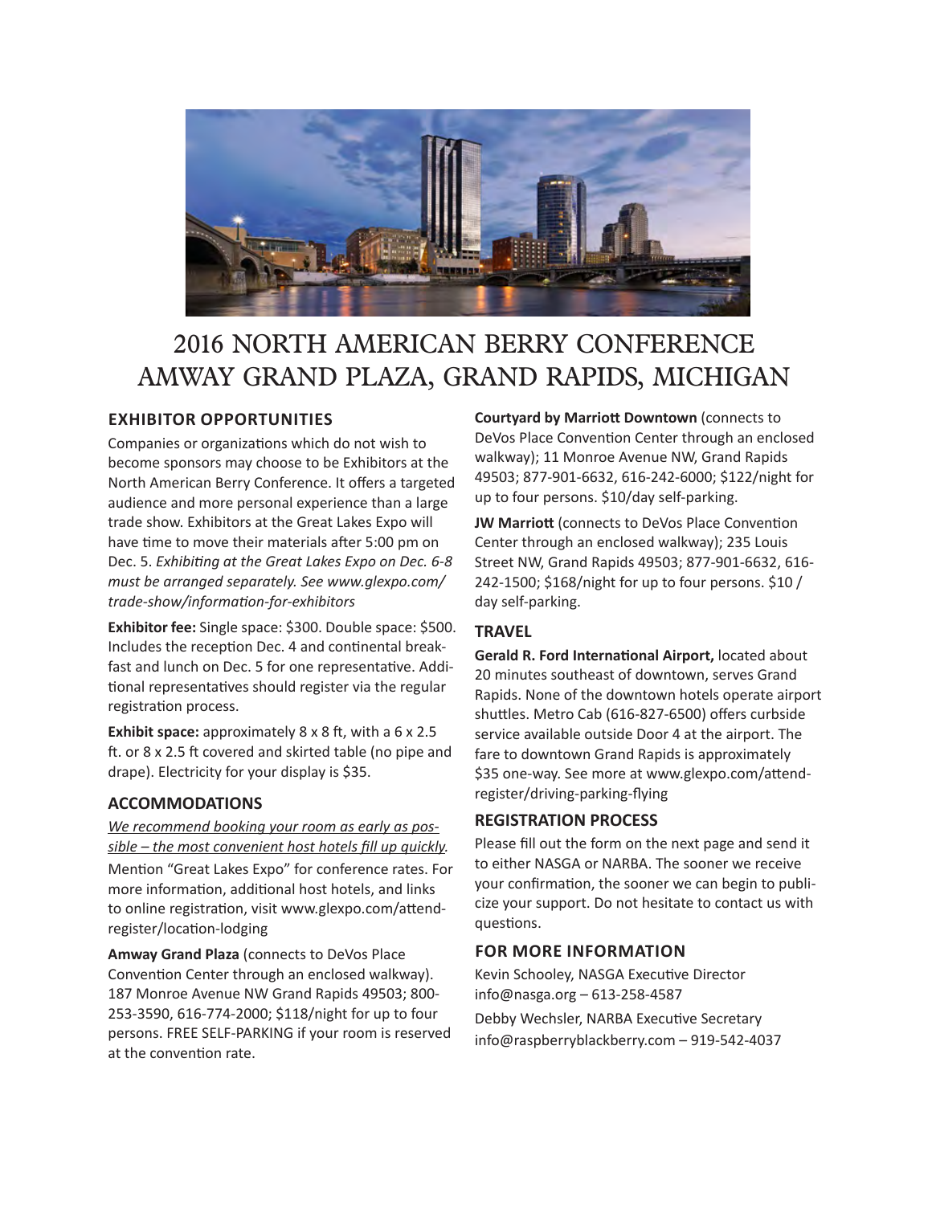# 2016 NORTH AMERICAN BERRY CONFERENCE
# AMWAY GRAND PLAZA, GRAND RAPIDS, MICHIGAN

## EXHIBITOR OPPORTUNITIES

Companies or organizations which do not wish to become sponsors may choose to be Exhibitors at the North American Berry Conference. It offers a targeted audience and more personal experience than a large trade show. Exhibitors at the Great Lakes Expo will have time to move their materials after 5:00 pm on Dec. 5. *Exhibiting at the Great Lakes Expo on Dec. 6-8 must be arranged separately. See www.glexpo.com/trade-show/information-for-exhibitors*

**Exhibitor fee:** Single space: $300. Double space: $500. Includes the reception Dec. 4 and continental breakfast and lunch on Dec. 5 for one representative. Additional representatives should register via the regular registration process.

**Exhibit space:** approximately 8 x 8 ft, with a 6 x 2.5 ft. or 8 x 2.5 ft covered and skirted table (no pipe and drape). Electricity for your display is $35.

## ACCOMMODATIONS

*We recommend booking your room as early as possible – the most convenient host hotels fill up quickly.* Mention "Great Lakes Expo" for conference rates. For more information, additional host hotels, and links to online registration, visit www.glexpo.com/attend-register/location-lodging

**Amway Grand Plaza** (connects to DeVos Place Convention Center through an enclosed walkway). 187 Monroe Avenue NW Grand Rapids 49503; 800-253-3590, 616-774-2000; $118/night for up to four persons. FREE SELF-PARKING if your room is reserved at the convention rate.

**Courtyard by Marriott Downtown** (connects to DeVos Place Convention Center through an enclosed walkway); 11 Monroe Avenue NW, Grand Rapids 49503; 877-901-6632, 616-242-6000; $122/night for up to four persons. $10/day self-parking.

**JW Marriott** (connects to DeVos Place Convention Center through an enclosed walkway); 235 Louis Street NW, Grand Rapids 49503; 877-901-6632, 616-242-1500; $168/night for up to four persons. $10 / day self-parking.

## TRAVEL

**Gerald R. Ford International Airport,** located about 20 minutes southeast of downtown, serves Grand Rapids. None of the downtown hotels operate airport shuttles. Metro Cab (616-827-6500) offers curbside service available outside Door 4 at the airport. The fare to downtown Grand Rapids is approximately $35 one-way. See more at www.glexpo.com/attend-register/driving-parking-flying

## REGISTRATION PROCESS

Please fill out the form on the next page and send it to either NASGA or NARBA. The sooner we receive your confirmation, the sooner we can begin to publicize your support. Do not hesitate to contact us with questions.

## FOR MORE INFORMATION

Kevin Schooley, NASGA Executive Director
info@nasga.org – 613-258-4587

Debby Wechsler, NARBA Executive Secretary
info@raspberryblackberry.com – 919-542-4037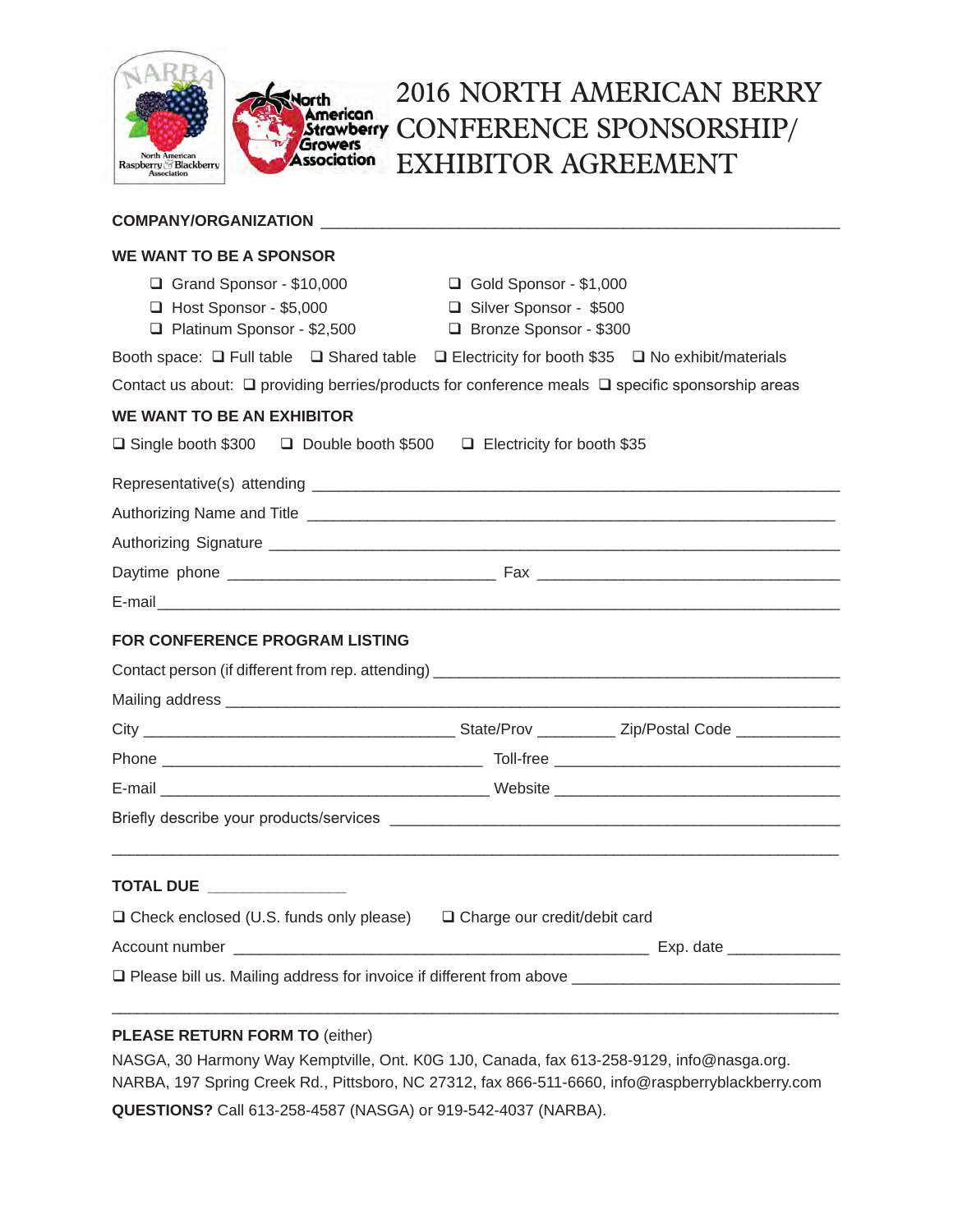# 2016 NORTH AMERICAN BERRY CONFERENCE SPONSORSHIP/ EXHIBITOR AGREEMENT

**COMPANY/ORGANIZATION** ____________________________________________

**WE WANT TO BE A SPONSOR**

- ❑ Grand Sponsor - $10,000
- ❑ Host Sponsor - $5,000
- ❑ Platinum Sponsor - $2,500
- ❑ Gold Sponsor - $1,000
- ❑ Silver Sponsor - $500
- ❑ Bronze Sponsor - $300

Booth space: ❑ Full table ❑ Shared table ❑ Electricity for booth $35 ❑ No exhibit/materials

Contact us about: ❑ providing berries/products for conference meals ❑ specific sponsorship areas

**WE WANT TO BE AN EXHIBITOR**

❑ Single booth $300 ❑ Double booth $500 ❑ Electricity for booth $35

Representative(s) attending ____________________________________________

Authorizing Name and Title ____________________________________________

Authorizing Signature ____________________________________________

Daytime phone ______________________ Fax ______________________

E-mail ____________________________________________

**FOR CONFERENCE PROGRAM LISTING**

Contact person (if different from rep. attending) ______________________________

Mailing address ____________________________________________

City ______________________ State/Prov _________ Zip/Postal Code ____________

Phone ______________________ Toll-free ______________________

E-mail ______________________ Website ______________________

Briefly describe your products/services ______________________________

____________________________________________

**TOTAL DUE** _______________

❑ Check enclosed (U.S. funds only please) ❑ Charge our credit/debit card

Account number ______________________________ Exp. date ____________

❑ Please bill us. Mailing address for invoice if different from above ______________________

____________________________________________

**PLEASE RETURN FORM TO** (either)

NASGA, 30 Harmony Way Kemptville, Ont. K0G 1J0, Canada, fax 613-258-9129, info@nasga.org.
NARBA, 197 Spring Creek Rd., Pittsboro, NC 27312, fax 866-511-6660, info@raspberryblackberry.com

**QUESTIONS?** Call 613-258-4587 (NASGA) or 919-542-4037 (NARBA).